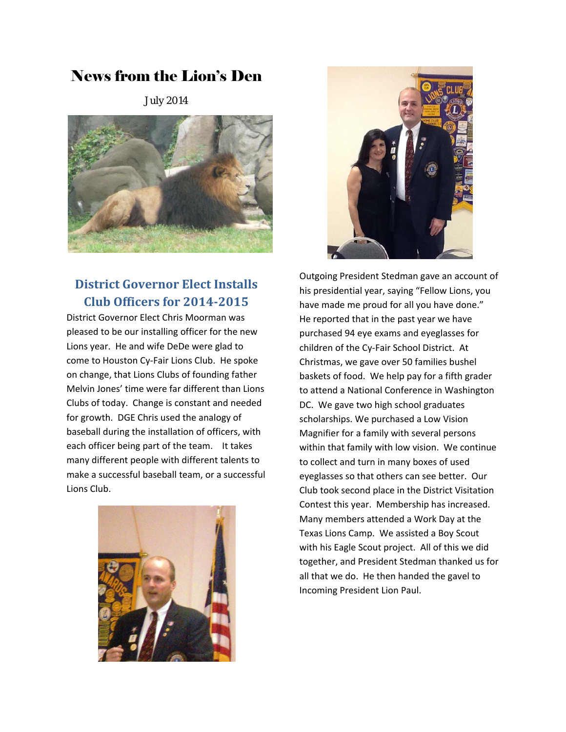# News from the Lion's Den

July 2014

## District Governor Elect Installs Club Officers for 2014-2015

District Governor Elect Chris Moorman was pleased to be our installing officer for the new Lions year. He and wife DeDe were glad to come to Houston Cy-Fair Lions Club. He spoke on change, that Lions Clubs of founding father Melvin Jones' time were far different than Lions Clubs of today. Change is constant and needed for growth. DGE Chris used the analogy of baseball during the installation of officers, with each officer being part of the team. It takes many different people with different talents to make a successful baseball team, or a successful Lions Club.

Outgoing President Stedman gave an account of his presidential year, saying "Fellow Lions, you have made me proud for all you have done." He reported that in the past year we have purchased 94 eye exams and eyeglasses for children of the Cy-Fair School District. At Christmas, we gave over 50 families bushel baskets of food. We help pay for a fifth grader to attend a National Conference in Washington DC. We gave two high school graduates scholarships. We purchased a Low Vision Magnifier for a family with several persons within that family with low vision. We continue to collect and turn in many boxes of used eyeglasses so that others can see better. Our Club took second place in the District Visitation Contest this year. Membership has increased. Many members attended a Work Day at the Texas Lions Camp. We assisted a Boy Scout with his Eagle Scout project. All of this we did together, and President Stedman thanked us for all that we do. He then handed the gavel to Incoming President Lion Paul.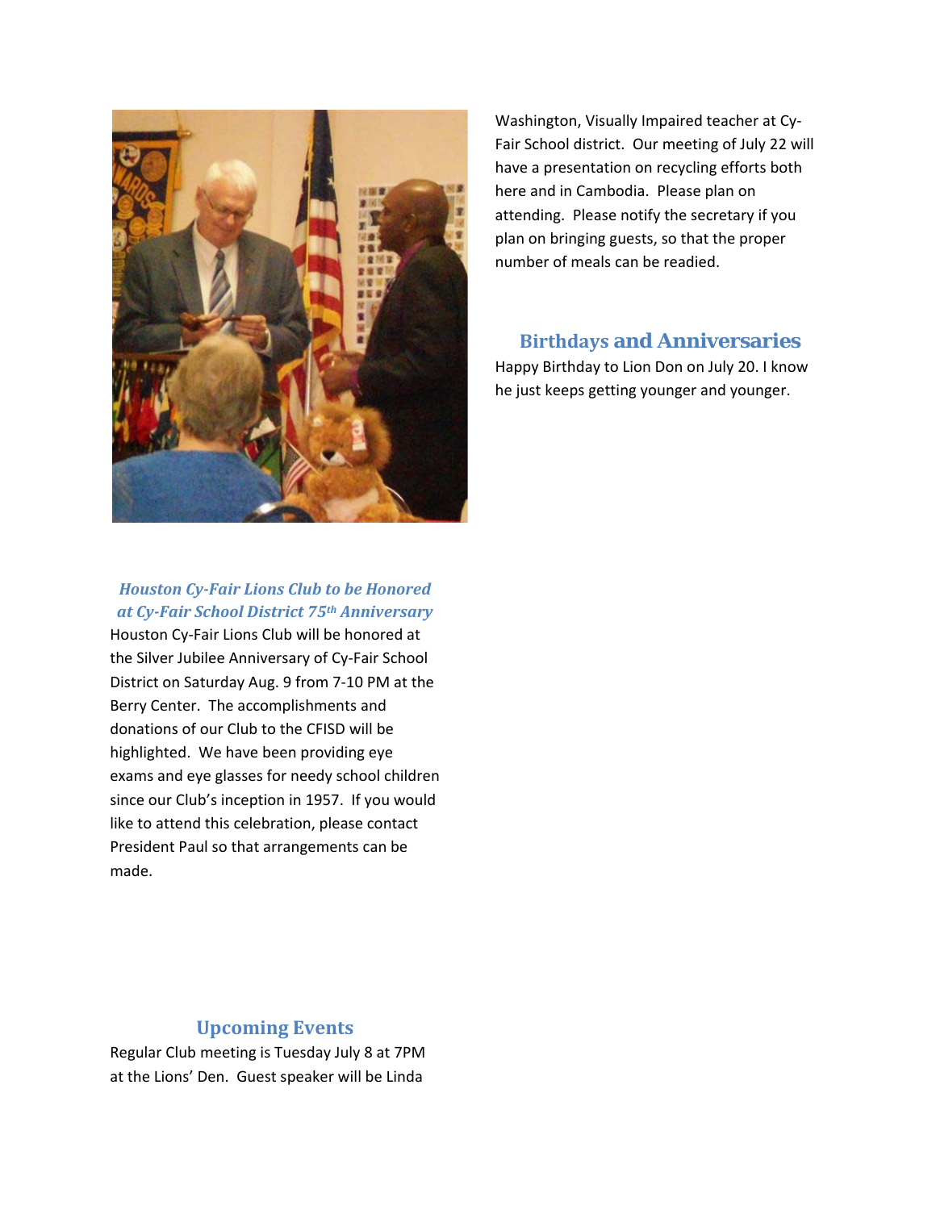### *Houston Cy-Fair Lions Club to be Honored at Cy-Fair School District 75th Anniversary*

Houston Cy-Fair Lions Club will be honored at the Silver Jubilee Anniversary of Cy-Fair School District on Saturday Aug. 9 from 7-10 PM at the Berry Center. The accomplishments and donations of our Club to the CFISD will be highlighted. We have been providing eye exams and eye glasses for needy school children since our Club's inception in 1957. If you would like to attend this celebration, please contact President Paul so that arrangements can be made.

### Upcoming Events

Regular Club meeting is Tuesday July 8 at 7PM at the Lions' Den. Guest speaker will be Linda Washington, Visually Impaired teacher at Cy-Fair School district. Our meeting of July 22 will have a presentation on recycling efforts both here and in Cambodia. Please plan on attending. Please notify the secretary if you plan on bringing guests, so that the proper number of meals can be readied.

### Birthdays and Anniversaries

Happy Birthday to Lion Don on July 20. I know he just keeps getting younger and younger.